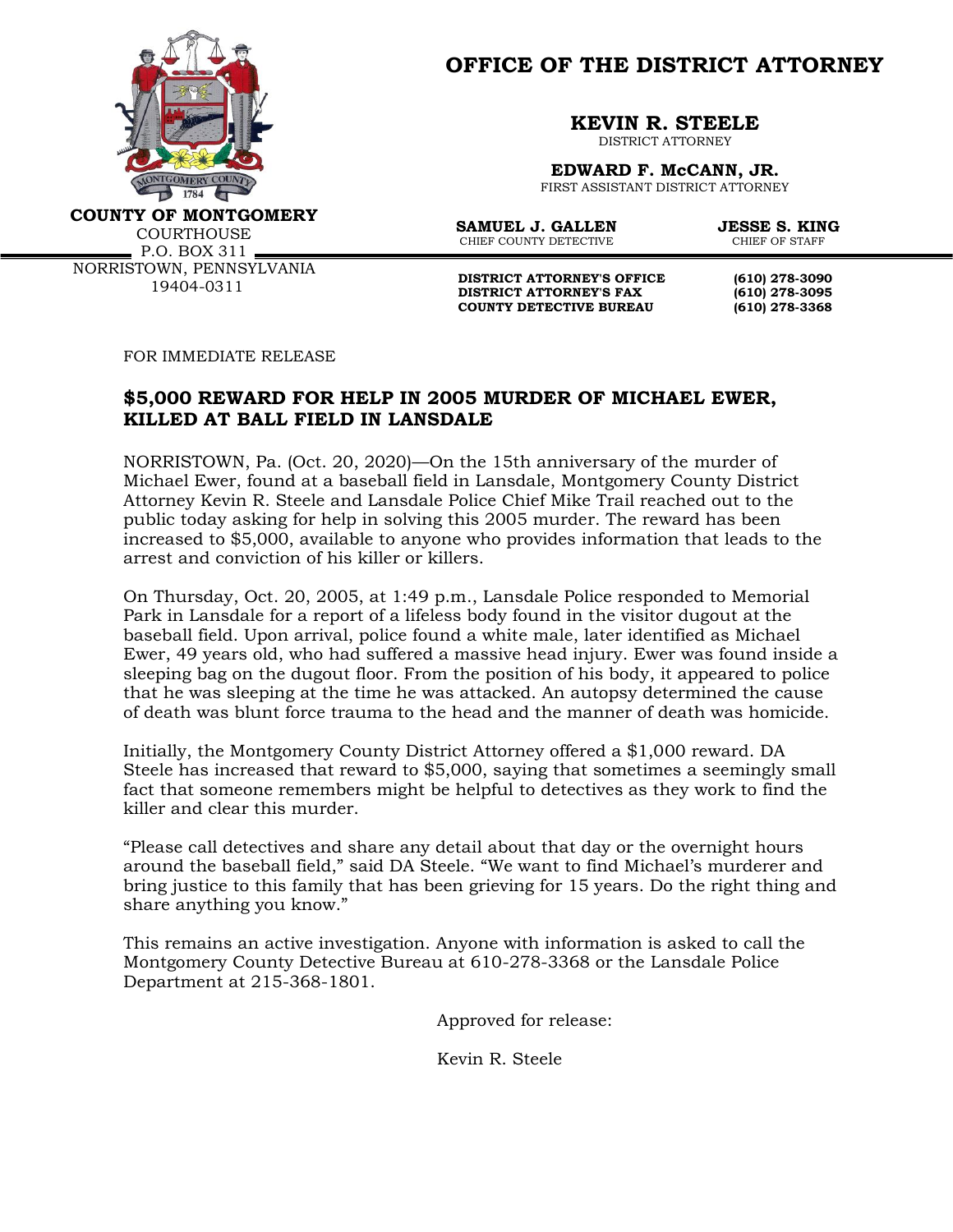**COUNTY OF MONTGOMERY**
COURTHOUSE
P.O. BOX 311
NORRISTOWN, PENNSYLVANIA
19404-0311

# OFFICE OF THE DISTRICT ATTORNEY

**KEVIN R. STEELE**
DISTRICT ATTORNEY

**EDWARD F. McCANN, JR.**
FIRST ASSISTANT DISTRICT ATTORNEY

**SAMUEL J. GALLEN**
CHIEF COUNTY DETECTIVE

**JESSE S. KING**
CHIEF OF STAFF

**DISTRICT ATTORNEY'S OFFICE** **(610) 278-3090**
**DISTRICT ATTORNEY'S FAX** **(610) 278-3095**
**COUNTY DETECTIVE BUREAU** **(610) 278-3368**

FOR IMMEDIATE RELEASE

## $5,000 REWARD FOR HELP IN 2005 MURDER OF MICHAEL EWER, KILLED AT BALL FIELD IN LANSDALE

NORRISTOWN, Pa. (Oct. 20, 2020)—On the 15th anniversary of the murder of Michael Ewer, found at a baseball field in Lansdale, Montgomery County District Attorney Kevin R. Steele and Lansdale Police Chief Mike Trail reached out to the public today asking for help in solving this 2005 murder. The reward has been increased to $5,000, available to anyone who provides information that leads to the arrest and conviction of his killer or killers.

On Thursday, Oct. 20, 2005, at 1:49 p.m., Lansdale Police responded to Memorial Park in Lansdale for a report of a lifeless body found in the visitor dugout at the baseball field. Upon arrival, police found a white male, later identified as Michael Ewer, 49 years old, who had suffered a massive head injury. Ewer was found inside a sleeping bag on the dugout floor. From the position of his body, it appeared to police that he was sleeping at the time he was attacked. An autopsy determined the cause of death was blunt force trauma to the head and the manner of death was homicide.

Initially, the Montgomery County District Attorney offered a $1,000 reward. DA Steele has increased that reward to $5,000, saying that sometimes a seemingly small fact that someone remembers might be helpful to detectives as they work to find the killer and clear this murder.

"Please call detectives and share any detail about that day or the overnight hours around the baseball field," said DA Steele. "We want to find Michael's murderer and bring justice to this family that has been grieving for 15 years. Do the right thing and share anything you know."

This remains an active investigation. Anyone with information is asked to call the Montgomery County Detective Bureau at 610-278-3368 or the Lansdale Police Department at 215-368-1801.

Approved for release:

Kevin R. Steele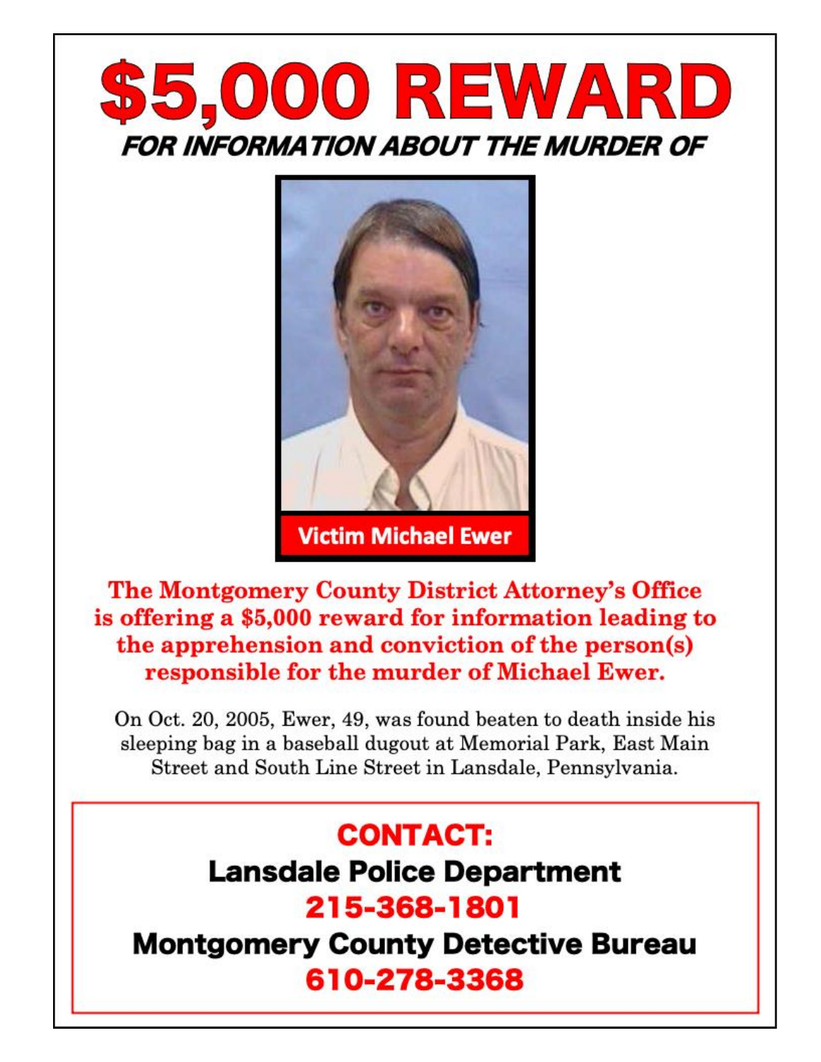# $5,000 REWARD

***FOR INFORMATION ABOUT THE MURDER OF***

**Victim Michael Ewer**

**The Montgomery County District Attorney's Office is offering a $5,000 reward for information leading to the apprehension and conviction of the person(s) responsible for the murder of Michael Ewer.**

On Oct. 20, 2005, Ewer, 49, was found beaten to death inside his sleeping bag in a baseball dugout at Memorial Park, East Main Street and South Line Street in Lansdale, Pennsylvania.

**CONTACT:**

**Lansdale Police Department**

**215-368-1801**

**Montgomery County Detective Bureau**

**610-278-3368**